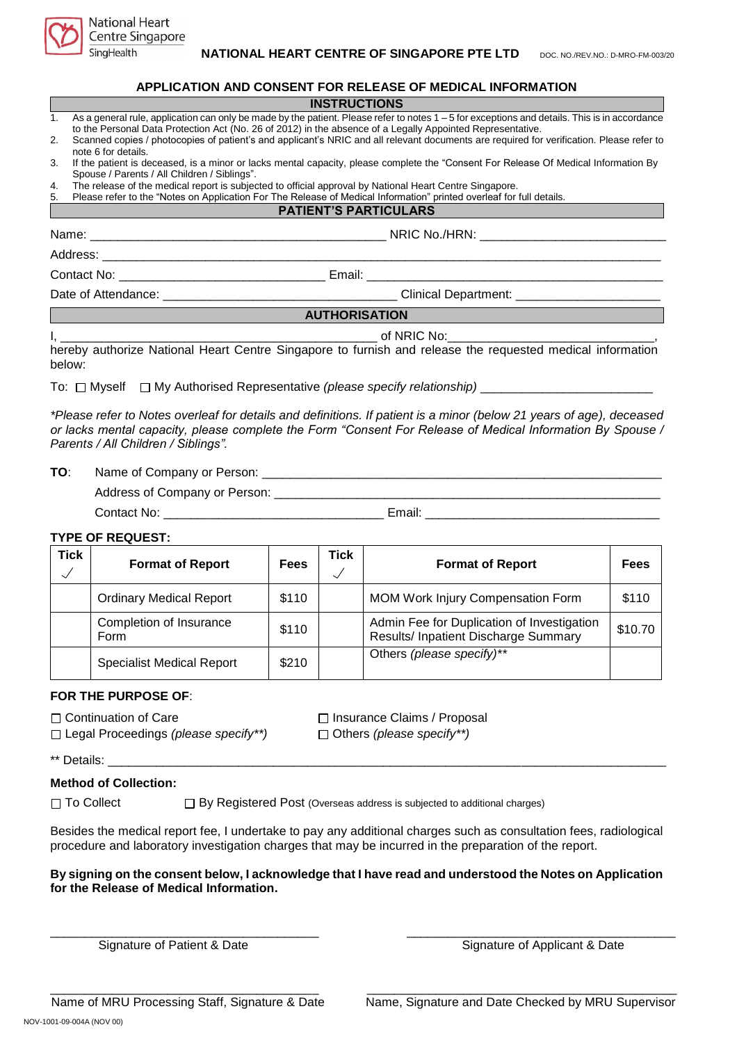National Heart Centre Singapore
SingHealth

**NATIONAL HEART CENTRE OF SINGAPORE PTE LTD** DOC. NO./REV.NO.: D-MRO-FM-003/20

## APPLICATION AND CONSENT FOR RELEASE OF MEDICAL INFORMATION

### INSTRUCTIONS

1. As a general rule, application can only be made by the patient. Please refer to notes 1 – 5 for exceptions and details. This is in accordance to the Personal Data Protection Act (No. 26 of 2012) in the absence of a Legally Appointed Representative.
2. Scanned copies / photocopies of patient's and applicant's NRIC and all relevant documents are required for verification. Please refer to note 6 for details.
3. If the patient is deceased, is a minor or lacks mental capacity, please complete the "Consent For Release Of Medical Information By Spouse / Parents / All Children / Siblings".
4. The release of the medical report is subjected to official approval by National Heart Centre Singapore.
5. Please refer to the "Notes on Application For The Release of Medical Information" printed overleaf for full details.

### PATIENT'S PARTICULARS

Name: ___________________________________________ NRIC No./HRN: ___________________________

Address: ___________________________________________________________________________________

Contact No: ______________________________ Email: ___________________________________________

Date of Attendance: __________________________________ Clinical Department: _____________________

### AUTHORISATION

I, ______________________________________________ of NRIC No:______________________________,
hereby authorize National Heart Centre Singapore to furnish and release the requested medical information below:

To: ☐ Myself ☐ My Authorised Representative *(please specify relationship)* _________________________

*\*Please refer to Notes overleaf for details and definitions. If patient is a minor (below 21 years of age), deceased or lacks mental capacity, please complete the Form "Consent For Release of Medical Information By Spouse / Parents / All Children / Siblings".*

**TO**: Name of Company or Person: ___________________________________________________________

Address of Company or Person: _________________________________________________________

Contact No: ________________________________ Email: __________________________________

**TYPE OF REQUEST:**

| Tick ✓ | Format of Report | Fees | Tick ✓ | Format of Report | Fees |
|---|---|---|---|---|---|
| | Ordinary Medical Report | $110 | | MOM Work Injury Compensation Form | $110 |
| | Completion of Insurance Form | $110 | | Admin Fee for Duplication of Investigation Results/ Inpatient Discharge Summary | $10.70 |
| | Specialist Medical Report | $210 | | Others *(please specify)*** | |

**FOR THE PURPOSE OF**:

☐ Continuation of Care ☐ Insurance Claims / Proposal

☐ Legal Proceedings *(please specify**)* ☐ Others *(please specify**)*

** Details: ________________________________________________________________________________

**Method of Collection:**

☐ To Collect ☐ By Registered Post (Overseas address is subjected to additional charges)

Besides the medical report fee, I undertake to pay any additional charges such as consultation fees, radiological procedure and laboratory investigation charges that may be incurred in the preparation of the report.

**By signing on the consent below, I acknowledge that I have read and understood the Notes on Application for the Release of Medical Information.**

_______________________________________ _______________________________________

Signature of Patient & Date Signature of Applicant & Date

_______________________________________ _______________________________________

Name of MRU Processing Staff, Signature & Date Name, Signature and Date Checked by MRU Supervisor

NOV-1001-09-004A (NOV 00)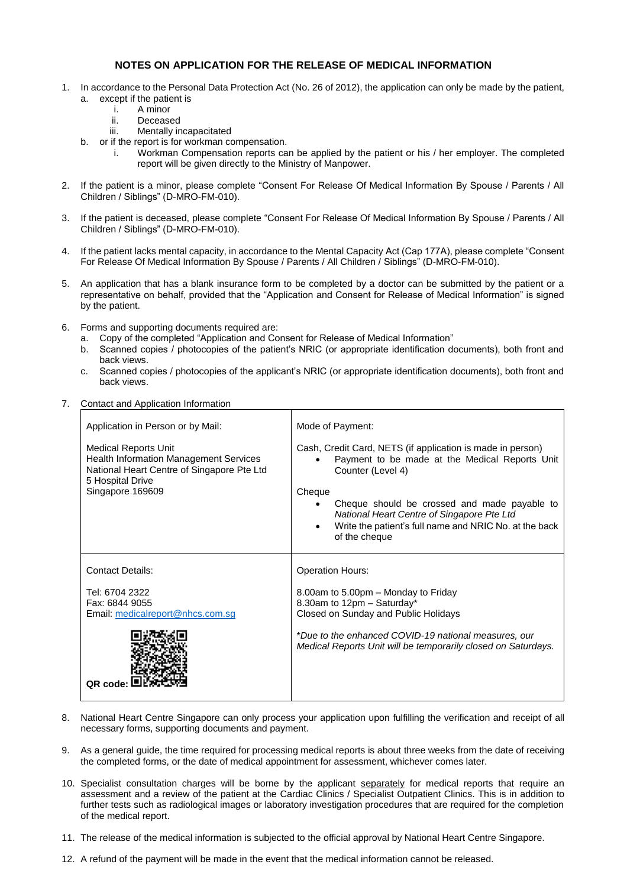# NOTES ON APPLICATION FOR THE RELEASE OF MEDICAL INFORMATION

1. In accordance to the Personal Data Protection Act (No. 26 of 2012), the application can only be made by the patient,
   a. except if the patient is
      i. A minor
      ii. Deceased
      iii. Mentally incapacitated
   b. or if the report is for workman compensation.
      i. Workman Compensation reports can be applied by the patient or his / her employer. The completed report will be given directly to the Ministry of Manpower.

2. If the patient is a minor, please complete "Consent For Release Of Medical Information By Spouse / Parents / All Children / Siblings" (D-MRO-FM-010).

3. If the patient is deceased, please complete "Consent For Release Of Medical Information By Spouse / Parents / All Children / Siblings" (D-MRO-FM-010).

4. If the patient lacks mental capacity, in accordance to the Mental Capacity Act (Cap 177A), please complete "Consent For Release Of Medical Information By Spouse / Parents / All Children / Siblings" (D-MRO-FM-010).

5. An application that has a blank insurance form to be completed by a doctor can be submitted by the patient or a representative on behalf, provided that the "Application and Consent for Release of Medical Information" is signed by the patient.

6. Forms and supporting documents required are:
   a. Copy of the completed "Application and Consent for Release of Medical Information"
   b. Scanned copies / photocopies of the patient's NRIC (or appropriate identification documents), both front and back views.
   c. Scanned copies / photocopies of the applicant's NRIC (or appropriate identification documents), both front and back views.

7. Contact and Application Information

| | |
|---|---|
| Application in Person or by Mail:<br><br>Medical Reports Unit<br>Health Information Management Services<br>National Heart Centre of Singapore Pte Ltd<br>5 Hospital Drive<br>Singapore 169609 | Mode of Payment:<br><br>Cash, Credit Card, NETS (if application is made in person)<br>• Payment to be made at the Medical Reports Unit Counter (Level 4)<br><br>Cheque<br>• Cheque should be crossed and made payable to *National Heart Centre of Singapore Pte Ltd*<br>• Write the patient's full name and NRIC No. at the back of the cheque |
| Contact Details:<br><br>Tel: 6704 2322<br>Fax: 6844 9055<br>Email: medicalreport@nhcs.com.sg<br><br>QR code: | Operation Hours:<br><br>8.00am to 5.00pm – Monday to Friday<br>8.30am to 12pm – Saturday*<br>Closed on Sunday and Public Holidays<br><br>*Due to the enhanced COVID-19 national measures, our Medical Reports Unit will be temporarily closed on Saturdays.* |

8. National Heart Centre Singapore can only process your application upon fulfilling the verification and receipt of all necessary forms, supporting documents and payment.

9. As a general guide, the time required for processing medical reports is about three weeks from the date of receiving the completed forms, or the date of medical appointment for assessment, whichever comes later.

10. Specialist consultation charges will be borne by the applicant separately for medical reports that require an assessment and a review of the patient at the Cardiac Clinics / Specialist Outpatient Clinics. This is in addition to further tests such as radiological images or laboratory investigation procedures that are required for the completion of the medical report.

11. The release of the medical information is subjected to the official approval by National Heart Centre Singapore.

12. A refund of the payment will be made in the event that the medical information cannot be released.